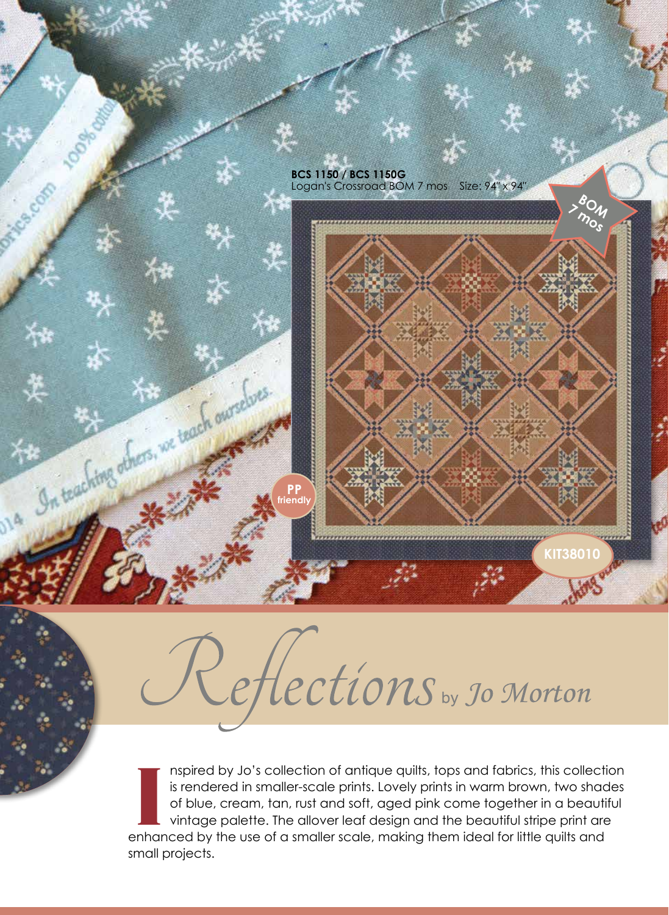**BCS 1150 / BCS 1150G**
Logan's Crossroad BOM 7 mos Size: 94" x 94"

BOM 7 mos

PP friendly

KIT38010

# *Reflections* by *Jo Morton*

Inspired by Jo's collection of antique quilts, tops and fabrics, this collection is rendered in smaller-scale prints. Lovely prints in warm brown, two shades of blue, cream, tan, rust and soft, aged pink come together in a beautiful vintage palette. The allover leaf design and the beautiful stripe print are enhanced by the use of a smaller scale, making them ideal for little quilts and small projects.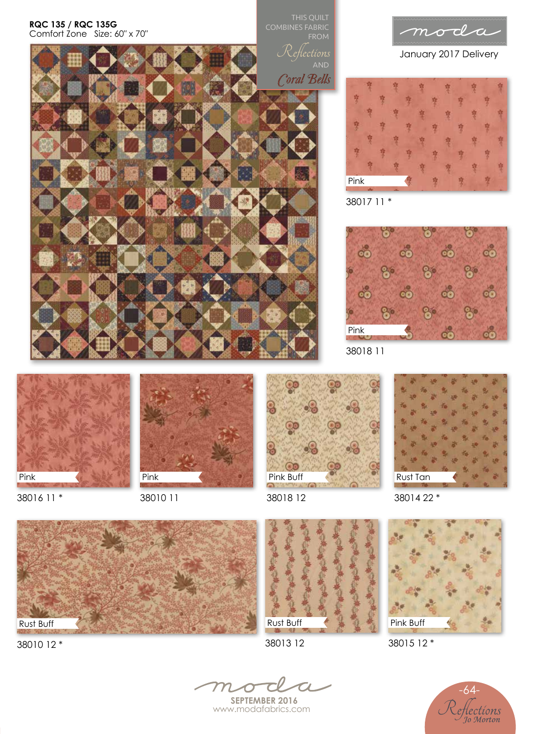**RQC 135 / RQC 135G**
Comfort Zone Size: 60" x 70"

THIS QUILT COMBINES FABRIC FROM *Reflections* AND *Coral Bells*

moda

January 2017 Delivery

Pink
38017 11 *

Pink
38018 11

Pink
38016 11 *

Pink
38010 11

Pink Buff
38018 12

Rust Tan
38014 22 *

Rust Buff
38010 12 *

Rust Buff
38013 12

Pink Buff
38015 12 *

moda
**SEPTEMBER 2016**
www.modafabrics.com

*Reflections*
*Jo Morton*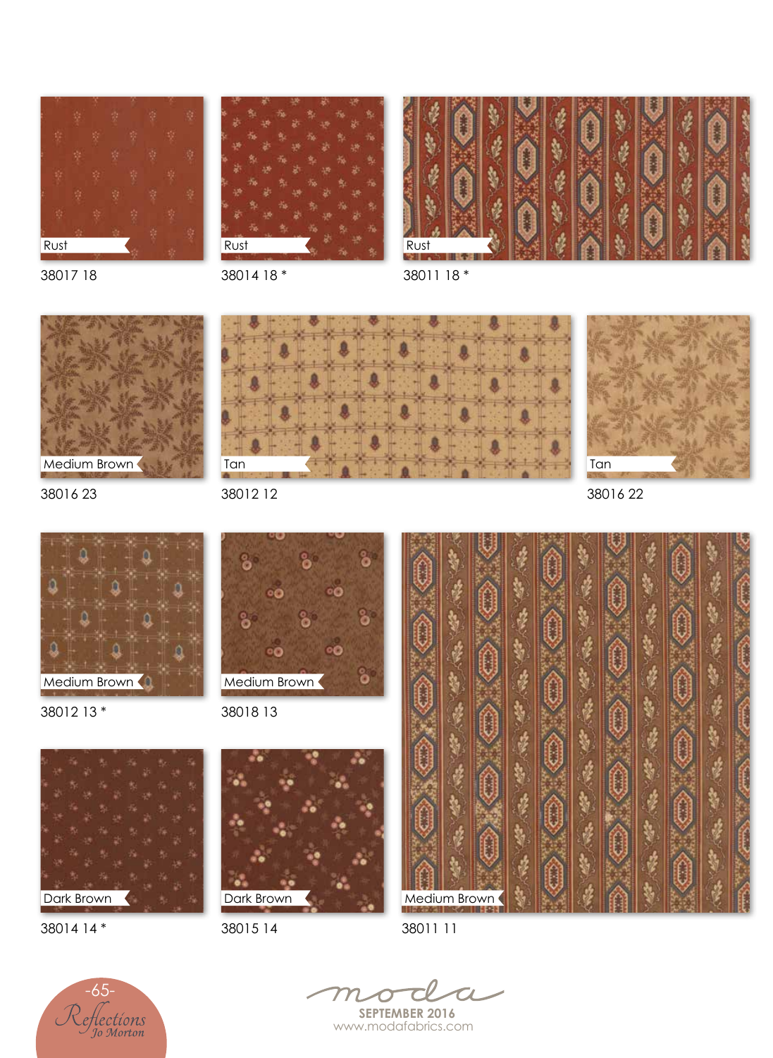Rust

38017 18

Rust

38014 18 *

Rust

38011 18 *

Medium Brown

38016 23

Tan

38012 12

Tan

38016 22

Medium Brown

38012 13 *

Medium Brown

38018 13

Dark Brown

38014 14 *

Dark Brown

38015 14

Medium Brown

38011 11

Reflections
Jo Morton

moda
SEPTEMBER 2016
www.modafabrics.com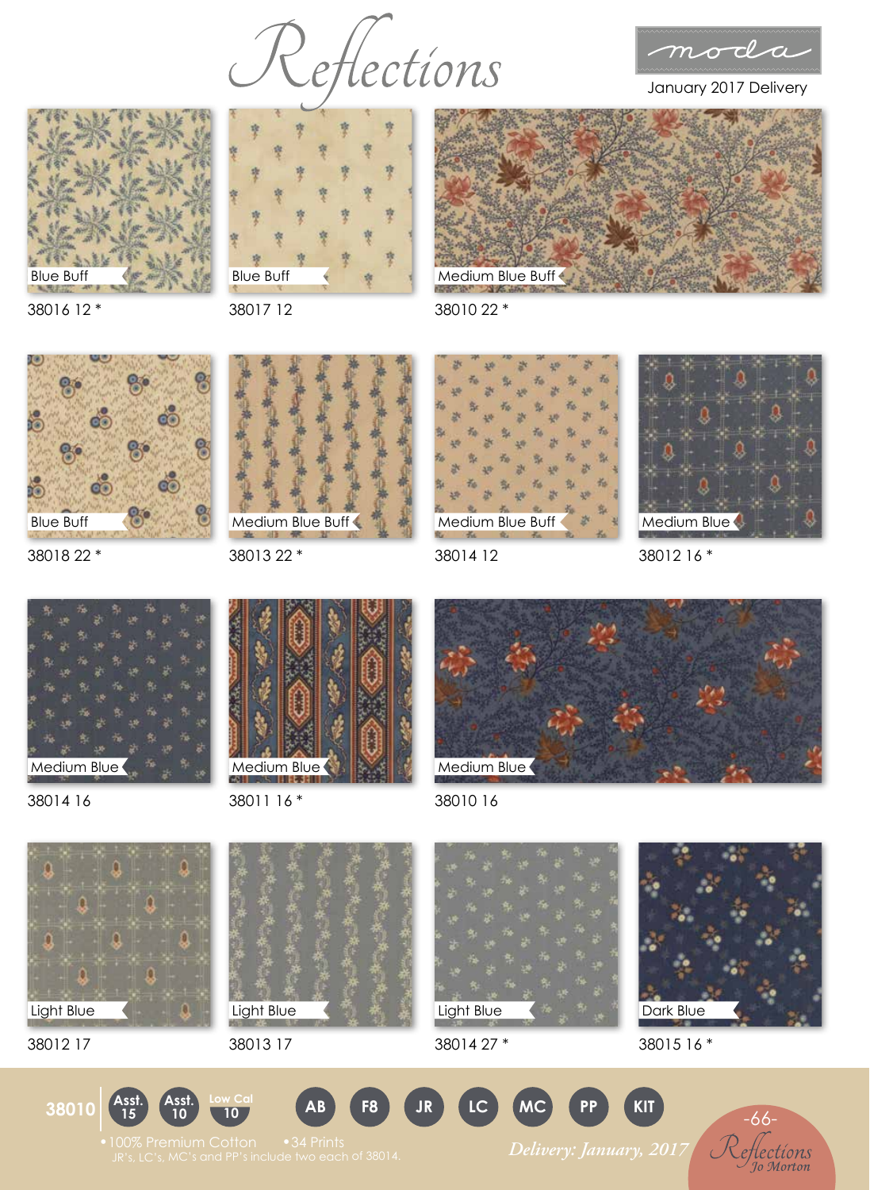# Reflections

moda

January 2017 Delivery

Blue Buff
38016 12 *

Blue Buff
38017 12

Medium Blue Buff
38010 22 *

Blue Buff
38018 22 *

Medium Blue Buff
38013 22 *

Medium Blue Buff
38014 12

Medium Blue
38012 16 *

Medium Blue
38014 16

Medium Blue
38011 16 *

Medium Blue
38010 16

Light Blue
38012 17

Light Blue
38013 17

Light Blue
38014 27 *

Dark Blue
38015 16 *

38010 | Asst. 15 | Asst. 10 | Low Cal 10 | AB | F8 | JR | LC | MC | PP | KIT

•100% Premium Cotton •34 Prints

JR's, LC's, MC's and PP's include two each of 38014.

*Delivery: January, 2017*

Reflections
Jo Morton